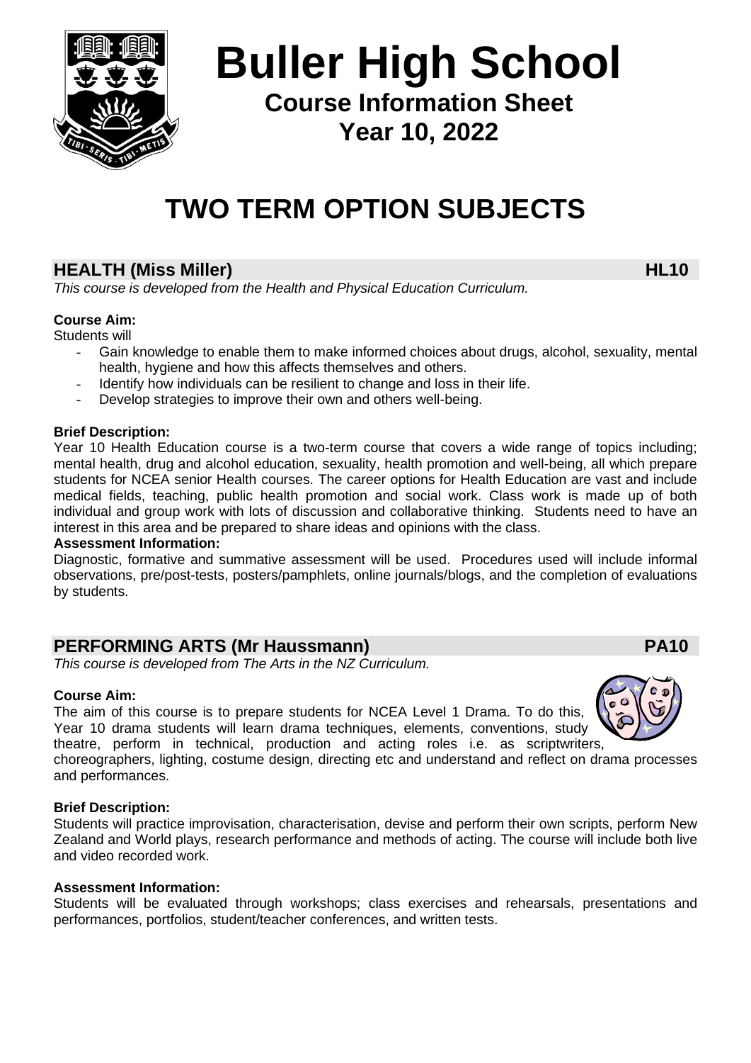# Buller High School

## Course Information Sheet
## Year 10, 2022

# TWO TERM OPTION SUBJECTS

## HEALTH (Miss Miller) HL10

*This course is developed from the Health and Physical Education Curriculum.*

**Course Aim:**

Students will

- Gain knowledge to enable them to make informed choices about drugs, alcohol, sexuality, mental health, hygiene and how this affects themselves and others.
- Identify how individuals can be resilient to change and loss in their life.
- Develop strategies to improve their own and others well-being.

**Brief Description:**

Year 10 Health Education course is a two-term course that covers a wide range of topics including; mental health, drug and alcohol education, sexuality, health promotion and well-being, all which prepare students for NCEA senior Health courses. The career options for Health Education are vast and include medical fields, teaching, public health promotion and social work. Class work is made up of both individual and group work with lots of discussion and collaborative thinking. Students need to have an interest in this area and be prepared to share ideas and opinions with the class.

**Assessment Information:**

Diagnostic, formative and summative assessment will be used. Procedures used will include informal observations, pre/post-tests, posters/pamphlets, online journals/blogs, and the completion of evaluations by students.

## PERFORMING ARTS (Mr Haussmann) PA10

*This course is developed from The Arts in the NZ Curriculum.*

**Course Aim:**

The aim of this course is to prepare students for NCEA Level 1 Drama. To do this, Year 10 drama students will learn drama techniques, elements, conventions, study theatre, perform in technical, production and acting roles i.e. as scriptwriters, choreographers, lighting, costume design, directing etc and understand and reflect on drama processes and performances.

**Brief Description:**

Students will practice improvisation, characterisation, devise and perform their own scripts, perform New Zealand and World plays, research performance and methods of acting. The course will include both live and video recorded work.

**Assessment Information:**

Students will be evaluated through workshops; class exercises and rehearsals, presentations and performances, portfolios, student/teacher conferences, and written tests.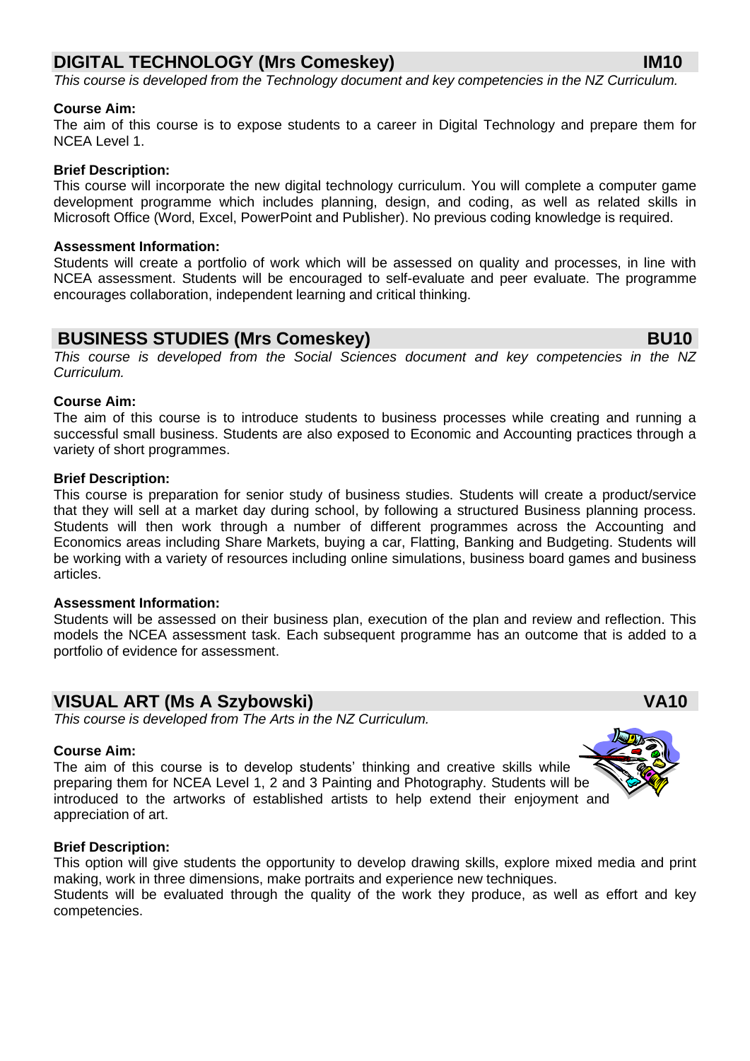## DIGITAL TECHNOLOGY (Mrs Comeskey) IM10

*This course is developed from the Technology document and key competencies in the NZ Curriculum.*

**Course Aim:**
The aim of this course is to expose students to a career in Digital Technology and prepare them for NCEA Level 1.

**Brief Description:**
This course will incorporate the new digital technology curriculum. You will complete a computer game development programme which includes planning, design, and coding, as well as related skills in Microsoft Office (Word, Excel, PowerPoint and Publisher). No previous coding knowledge is required.

**Assessment Information:**
Students will create a portfolio of work which will be assessed on quality and processes, in line with NCEA assessment. Students will be encouraged to self-evaluate and peer evaluate. The programme encourages collaboration, independent learning and critical thinking.

## BUSINESS STUDIES (Mrs Comeskey) BU10

*This course is developed from the Social Sciences document and key competencies in the NZ Curriculum.*

**Course Aim:**
The aim of this course is to introduce students to business processes while creating and running a successful small business. Students are also exposed to Economic and Accounting practices through a variety of short programmes.

**Brief Description:**
This course is preparation for senior study of business studies. Students will create a product/service that they will sell at a market day during school, by following a structured Business planning process. Students will then work through a number of different programmes across the Accounting and Economics areas including Share Markets, buying a car, Flatting, Banking and Budgeting. Students will be working with a variety of resources including online simulations, business board games and business articles.

**Assessment Information:**
Students will be assessed on their business plan, execution of the plan and review and reflection. This models the NCEA assessment task. Each subsequent programme has an outcome that is added to a portfolio of evidence for assessment.

## VISUAL ART (Ms A Szybowski) VA10

*This course is developed from The Arts in the NZ Curriculum.*

**Course Aim:**
The aim of this course is to develop students' thinking and creative skills while preparing them for NCEA Level 1, 2 and 3 Painting and Photography. Students will be introduced to the artworks of established artists to help extend their enjoyment and appreciation of art.

**Brief Description:**
This option will give students the opportunity to develop drawing skills, explore mixed media and print making, work in three dimensions, make portraits and experience new techniques.
Students will be evaluated through the quality of the work they produce, as well as effort and key competencies.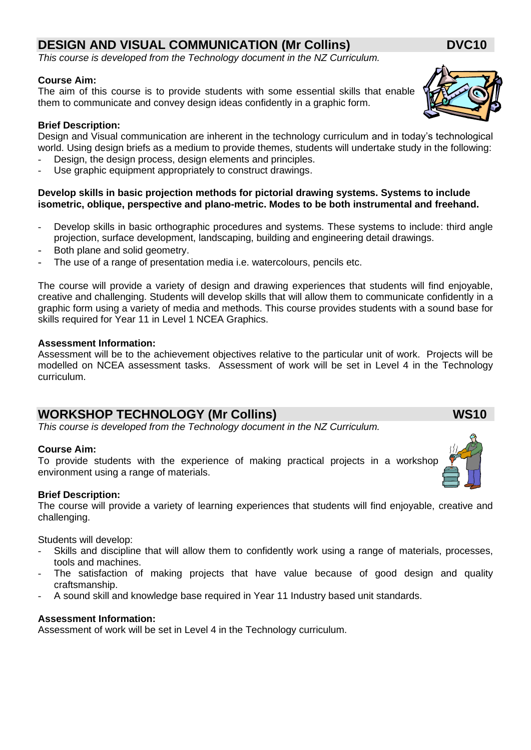## DESIGN AND VISUAL COMMUNICATION (Mr Collins) DVC10

*This course is developed from the Technology document in the NZ Curriculum.*

**Course Aim:**

The aim of this course is to provide students with some essential skills that enable them to communicate and convey design ideas confidently in a graphic form.

**Brief Description:**

Design and Visual communication are inherent in the technology curriculum and in today's technological world. Using design briefs as a medium to provide themes, students will undertake study in the following:

- Design, the design process, design elements and principles.
- Use graphic equipment appropriately to construct drawings.

**Develop skills in basic projection methods for pictorial drawing systems. Systems to include isometric, oblique, perspective and plano-metric. Modes to be both instrumental and freehand.**

- Develop skills in basic orthographic procedures and systems. These systems to include: third angle projection, surface development, landscaping, building and engineering detail drawings.
- Both plane and solid geometry.
- The use of a range of presentation media i.e. watercolours, pencils etc.

The course will provide a variety of design and drawing experiences that students will find enjoyable, creative and challenging. Students will develop skills that will allow them to communicate confidently in a graphic form using a variety of media and methods. This course provides students with a sound base for skills required for Year 11 in Level 1 NCEA Graphics.

**Assessment Information:**

Assessment will be to the achievement objectives relative to the particular unit of work. Projects will be modelled on NCEA assessment tasks. Assessment of work will be set in Level 4 in the Technology curriculum.

## WORKSHOP TECHNOLOGY (Mr Collins) WS10

*This course is developed from the Technology document in the NZ Curriculum.*

**Course Aim:**

To provide students with the experience of making practical projects in a workshop environment using a range of materials.

**Brief Description:**

The course will provide a variety of learning experiences that students will find enjoyable, creative and challenging.

Students will develop:

- Skills and discipline that will allow them to confidently work using a range of materials, processes, tools and machines.
- The satisfaction of making projects that have value because of good design and quality craftsmanship.
- A sound skill and knowledge base required in Year 11 Industry based unit standards.

**Assessment Information:**

Assessment of work will be set in Level 4 in the Technology curriculum.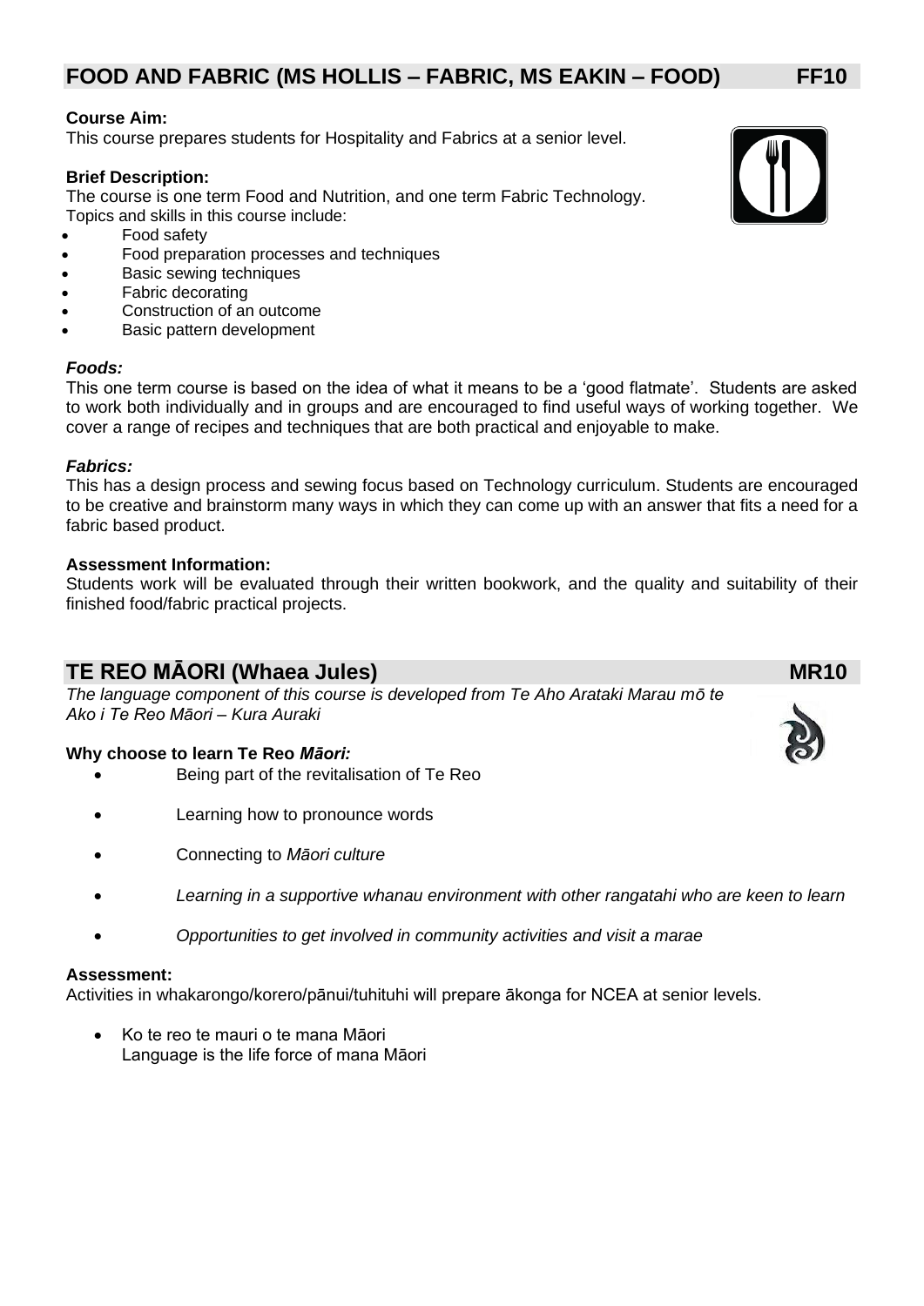## FOOD AND FABRIC (MS HOLLIS – FABRIC, MS EAKIN – FOOD) FF10

**Course Aim:**
This course prepares students for Hospitality and Fabrics at a senior level.

**Brief Description:**
The course is one term Food and Nutrition, and one term Fabric Technology.
Topics and skills in this course include:

- Food safety
- Food preparation processes and techniques
- Basic sewing techniques
- Fabric decorating
- Construction of an outcome
- Basic pattern development

***Foods:***
This one term course is based on the idea of what it means to be a 'good flatmate'. Students are asked to work both individually and in groups and are encouraged to find useful ways of working together. We cover a range of recipes and techniques that are both practical and enjoyable to make.

***Fabrics:***
This has a design process and sewing focus based on Technology curriculum. Students are encouraged to be creative and brainstorm many ways in which they can come up with an answer that fits a need for a fabric based product.

**Assessment Information:**
Students work will be evaluated through their written bookwork, and the quality and suitability of their finished food/fabric practical projects.

## TE REO MĀORI (Whaea Jules) MR10

*The language component of this course is developed from Te Aho Arataki Marau mō te Ako i Te Reo Māori – Kura Auraki*

**Why choose to learn Te Reo *Māori:***

- Being part of the revitalisation of Te Reo
- Learning how to pronounce words
- Connecting to *Māori culture*
- *Learning in a supportive whanau environment with other rangatahi who are keen to learn*
- *Opportunities to get involved in community activities and visit a marae*

**Assessment:**
Activities in whakarongo/korero/pānui/tuhituhi will prepare ākonga for NCEA at senior levels.

- Ko te reo te mauri o te mana Māori
  Language is the life force of mana Māori